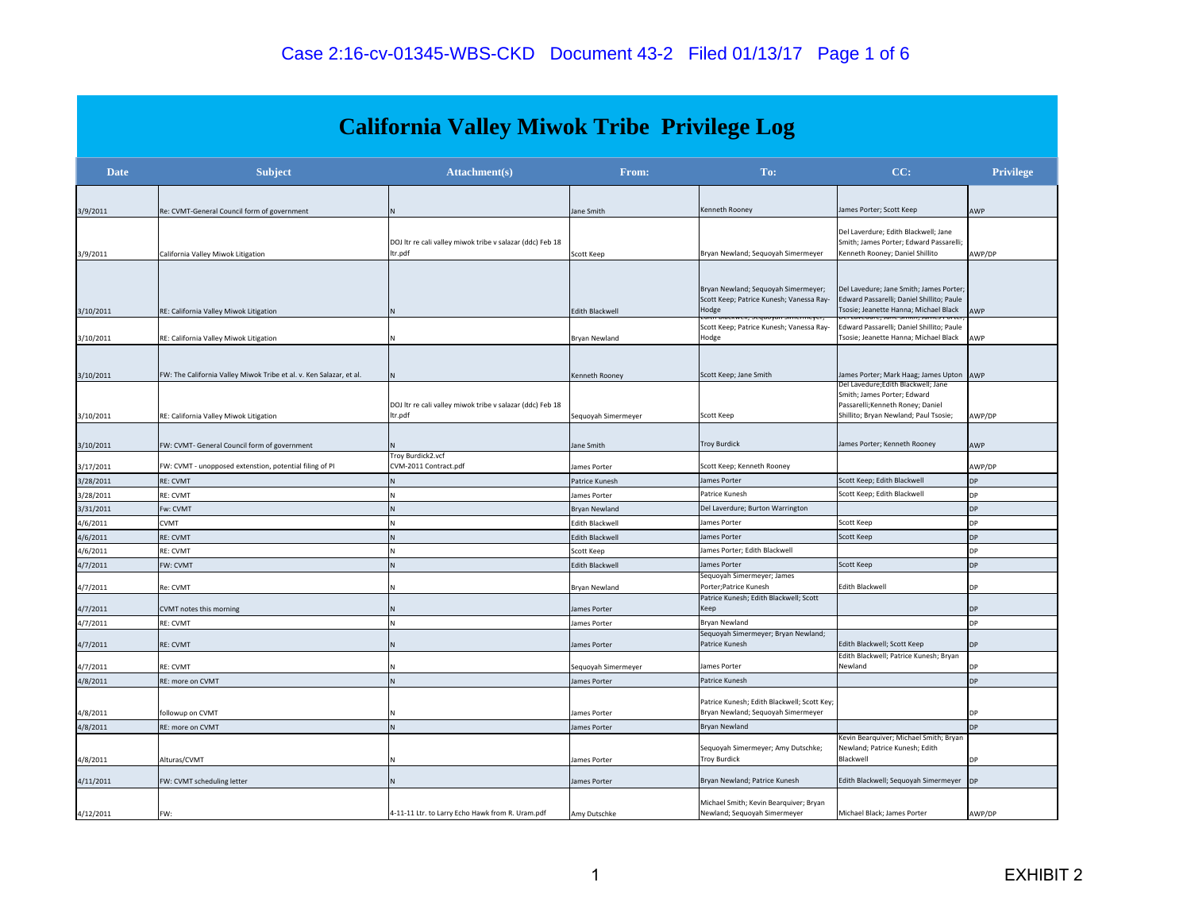# California Valley Miwok Tribe Privilege Log

| Date | Subject | Attachment(s) | From: | To: | CC: | Privilege |
|---|---|---|---|---|---|---|
| 3/9/2011 | Re: CVMT-General Council form of government | N | Jane Smith | Kenneth Rooney | James Porter; Scott Keep | AWP |
| 3/9/2011 | California Valley Miwok Litigation | DOJ ltr re cali valley miwok tribe v salazar (ddc) Feb 18 ltr.pdf | Scott Keep | Bryan Newland; Sequoyah Simermeyer | Del Laverdure; Edith Blackwell; Jane Smith; James Porter; Edward Passarelli; Kenneth Rooney; Daniel Shillito | AWP/DP |
| 3/10/2011 | RE: California Valley Miwok Litigation | N | Edith Blackwell | Bryan Newland; Sequoyah Simermeyer; Scott Keep; Patrice Kunesh; Vanessa Ray-Hodge | Del Lavedure; Jane Smith; James Porter; Edward Passarelli; Daniel Shillito; Paule Tsosie; Jeanette Hanna; Michael Black | AWP |
| 3/10/2011 | RE: California Valley Miwok Litigation | N | Bryan Newland | Edith Blackwell; Sequoyah Simermeyer; Scott Keep; Patrice Kunesh; Vanessa Ray-Hodge | Del Lavedure; Jane Smith; James Porter; Edward Passarelli; Daniel Shillito; Paule Tsosie; Jeanette Hanna; Michael Black | AWP |
| 3/10/2011 | FW: The California Valley Miwok Tribe et al. v. Ken Salazar, et al. | N | Kenneth Rooney | Scott Keep; Jane Smith | James Porter; Mark Haag; James Upton | AWP |
| 3/10/2011 | RE: California Valley Miwok Litigation | DOJ ltr re cali valley miwok tribe v salazar (ddc) Feb 18 ltr.pdf | Sequoyah Simermeyer | Scott Keep | Del Lavedure;Edith Blackwell; Jane Smith; James Porter; Edward Passarelli;Kenneth Roney; Daniel Shillito; Bryan Newland; Paul Tsosie; | AWP/DP |
| 3/10/2011 | FW: CVMT- General Council form of government | N | Jane Smith | Troy Burdick | James Porter; Kenneth Rooney | AWP |
| 3/17/2011 | FW: CVMT - unopposed extenstion, potential filing of PI | Troy Burdick2.vcf CVM-2011 Contract.pdf | James Porter | Scott Keep; Kenneth Rooney | | AWP/DP |
| 3/28/2011 | RE: CVMT | N | Patrice Kunesh | James Porter | Scott Keep; Edith Blackwell | DP |
| 3/28/2011 | RE: CVMT | N | James Porter | Patrice Kunesh | Scott Keep; Edith Blackwell | DP |
| 3/31/2011 | Fw: CVMT | N | Bryan Newland | Del Laverdure; Burton Warrington | | DP |
| 4/6/2011 | CVMT | N | Edith Blackwell | James Porter | Scott Keep | DP |
| 4/6/2011 | RE: CVMT | N | Edith Blackwell | James Porter | Scott Keep | DP |
| 4/6/2011 | RE: CVMT | N | Scott Keep | James Porter; Edith Blackwell | | DP |
| 4/7/2011 | FW: CVMT | N | Edith Blackwell | James Porter | Scott Keep | DP |
| 4/7/2011 | Re: CVMT | N | Bryan Newland | Sequoyah Simermeyer; James Porter;Patrice Kunesh | Edith Blackwell | DP |
| 4/7/2011 | CVMT notes this morning | N | James Porter | Patrice Kunesh; Edith Blackwell; Scott Keep | | DP |
| 4/7/2011 | RE: CVMT | N | James Porter | Bryan Newland | | DP |
| 4/7/2011 | RE: CVMT | N | James Porter | Sequoyah Simermeyer; Bryan Newland; Patrice Kunesh | Edith Blackwell; Scott Keep | DP |
| 4/7/2011 | RE: CVMT | N | Sequoyah Simermeyer | James Porter | Edith Blackwell; Patrice Kunesh; Bryan Newland | DP |
| 4/8/2011 | RE: more on CVMT | N | James Porter | Patrice Kunesh | | DP |
| 4/8/2011 | followup on CVMT | N | James Porter | Patrice Kunesh; Edith Blackwell; Scott Key; Bryan Newland; Sequoyah Simermeyer | | DP |
| 4/8/2011 | RE: more on CVMT | N | James Porter | Bryan Newland | | DP |
| 4/8/2011 | Alturas/CVMT | N | James Porter | Sequoyah Simermeyer; Amy Dutschke; Troy Burdick | Kevin Bearquiver; Michael Smith; Bryan Newland; Patrice Kunesh; Edith Blackwell | DP |
| 4/11/2011 | FW: CVMT scheduling letter | N | James Porter | Bryan Newland; Patrice Kunesh | Edith Blackwell; Sequoyah Simermeyer | DP |
| 4/12/2011 | FW: | 4-11-11 Ltr. to Larry Echo Hawk from R. Uram.pdf | Amy Dutschke | Michael Smith; Kevin Bearquiver; Bryan Newland; Sequoyah Simermeyer | Michael Black; James Porter | AWP/DP |

EXHIBIT 2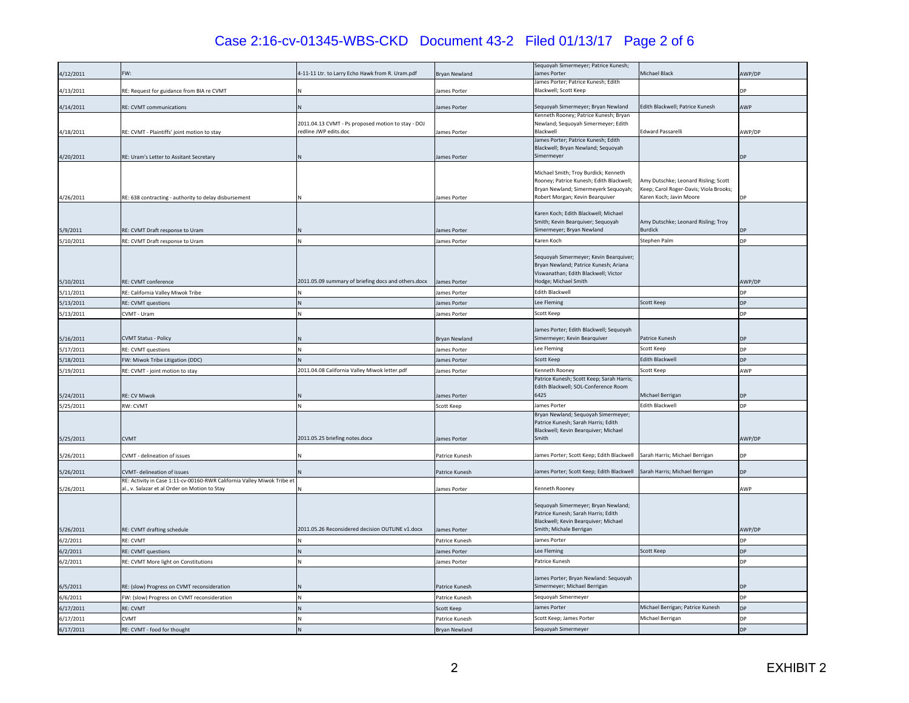| | | | | | | |
|---|---|---|---|---|---|---|
| 4/12/2011 | FW: | 4-11-11 Ltr. to Larry Echo Hawk from R. Uram.pdf | Bryan Newland | Sequoyah Simermeyer; Patrice Kunesh; James Porter | Michael Black | AWP/DP |
| 4/13/2011 | RE: Request for guidance from BIA re CVMT | N | James Porter | James Porter; Patrice Kunesh; Edith Blackwell; Scott Keep | | DP |
| 4/14/2011 | RE: CVMT communications | N | James Porter | Sequoyah Simermeyer; Bryan Newland | Edith Blackwell; Patrice Kunesh | AWP |
| 4/18/2011 | RE: CVMT - Plaintiffs' joint motion to stay | 2011.04.13 CVMT - Ps proposed motion to stay - DOJ redline JWP edits.doc | James Porter | Kenneth Rooney; Patrice Kunesh; Bryan Newland; Sequoyah Simermeyer; Edith Blackwell | Edward Passarelli | AWP/DP |
| 4/20/2011 | RE: Uram's Letter to Assitant Secretary | N | James Porter | James Porter; Patrice Kunesh; Edith Blackwell; Bryan Newland; Sequoyah Simermeyer | | DP |
| 4/26/2011 | RE: 638 contracting - authority to delay disbursement | N | James Porter | Michael Smith; Troy Burdick; Kenneth Rooney; Patrice Kunesh; Edith Blackwell; Bryan Newland; Simermeyerk Sequoyah; Robert Morgan; Kevin Bearquiver | Amy Dutschke; Leonard Risling; Scott Keep; Carol Roger-Davis; Viola Brooks; Karen Koch; Javin Moore | DP |
| 5/9/2011 | RE: CVMT Draft response to Uram | N | James Porter | Karen Koch; Edith Blackwell; Michael Smith; Kevin Bearquiver; Sequoyah Simermeyer; Bryan Newland | Amy Dutschke; Leonard Risling; Troy Burdick | DP |
| 5/10/2011 | RE: CVMT Draft response to Uram | N | James Porter | Karen Koch | Stephen Palm | DP |
| 5/10/2011 | RE: CVMT conference | 2011.05.09 summary of briefing docs and others.docx | James Porter | Sequoyah Simermeyer; Kevin Bearquiver; Bryan Newland; Patrice Kunesh; Ariana Viswanathan; Edith Blackwell; Victor Hodge; Michael Smith | | AWP/DP |
| 5/11/2011 | RE: California Valley Miwok Tribe | N | James Porter | Edith Blackwell | | DP |
| 5/13/2011 | RE: CVMT questions | N | James Porter | Lee Fleming | Scott Keep | DP |
| 5/13/2011 | CVMT - Uram | N | James Porter | Scott Keep | | DP |
| 5/16/2011 | CVMT Status - Policy | N | Bryan Newland | James Porter; Edith Blackwell; Sequoyah Simermeyer; Kevin Bearquiver | Patrice Kunesh | DP |
| 5/17/2011 | RE: CVMT questions | N | James Porter | Lee Fleming | Scott Keep | DP |
| 5/18/2011 | FW: Miwok Tribe Litigation (DDC) | N | James Porter | Scott Keep | Edith Blackwell | DP |
| 5/19/2011 | RE: CVMT - joint motion to stay | 2011.04.08 California Valley Miwok letter.pdf | James Porter | Kenneth Rooney | Scott Keep | AWP |
| 5/24/2011 | RE: CV Miwok | N | James Porter | Patrice Kunesh; Scott Keep; Sarah Harris; Edith Blackwell; SOL-Conference Room 6425 | Michael Berrigan | DP |
| 5/25/2011 | RW: CVMT | N | Scott Keep | James Porter | Edith Blackwell | DP |
| 5/25/2011 | CVMT | 2011.05.25 briefing notes.docx | James Porter | Bryan Newland; Sequoyah Simermeyer; Patrice Kunesh; Sarah Harris; Edith Blackwell; Kevin Bearquiver; Michael Smith | | AWP/DP |
| 5/26/2011 | CVMT - delineation of issues | N | Patrice Kunesh | James Porter; Scott Keep; Edith Blackwell | Sarah Harris; Michael Berrigan | DP |
| 5/26/2011 | CVMT- delineation of issues | N | Patrice Kunesh | James Porter; Scott Keep; Edith Blackwell | Sarah Harris; Michael Berrigan | DP |
| 5/26/2011 | RE: Activity in Case 1:11-cv-00160-RWR California Valley Miwok Tribe et al., v. Salazar et al Order on Motion to Stay | N | James Porter | Kenneth Rooney | | AWP |
| 5/26/2011 | RE: CVMT drafting schedule | 2011.05.26 Reconsidered decision OUTLINE v1.docx | James Porter | Sequoyah Simermeyer; Bryan Newland; Patrice Kunesh; Sarah Harris; Edith Blackwell; Kevin Bearquiver; Michael Smith; Michale Berrigan | | AWP/DP |
| 6/2/2011 | RE: CVMT | N | Patrice Kunesh | James Porter | | DP |
| 6/2/2011 | RE: CVMT questions | N | James Porter | Lee Fleming | Scott Keep | DP |
| 6/2/2011 | RE: CVMT More light on Constitutions | N | James Porter | Patrice Kunesh | | DP |
| 6/5/2011 | RE: (slow) Progress on CVMT reconsideration | N | Patrice Kunesh | James Porter; Bryan Newland: Sequoyah Simermeyer; Michael Berrigan | | DP |
| 6/6/2011 | FW: (slow) Progress on CVMT reconsideration | N | Patrice Kunesh | Sequoyah Simermeyer | | DP |
| 6/17/2011 | RE: CVMT | N | Scott Keep | James Porter | Michael Berrigan; Patrice Kunesh | DP |
| 6/17/2011 | CVMT | N | Patrice Kunesh | Scott Keep; James Porter | Michael Berrigan | DP |
| 6/17/2011 | RE: CVMT - food for thought | N | Bryan Newland | Sequoyah Simermeyer | | DP |

EXHIBIT 2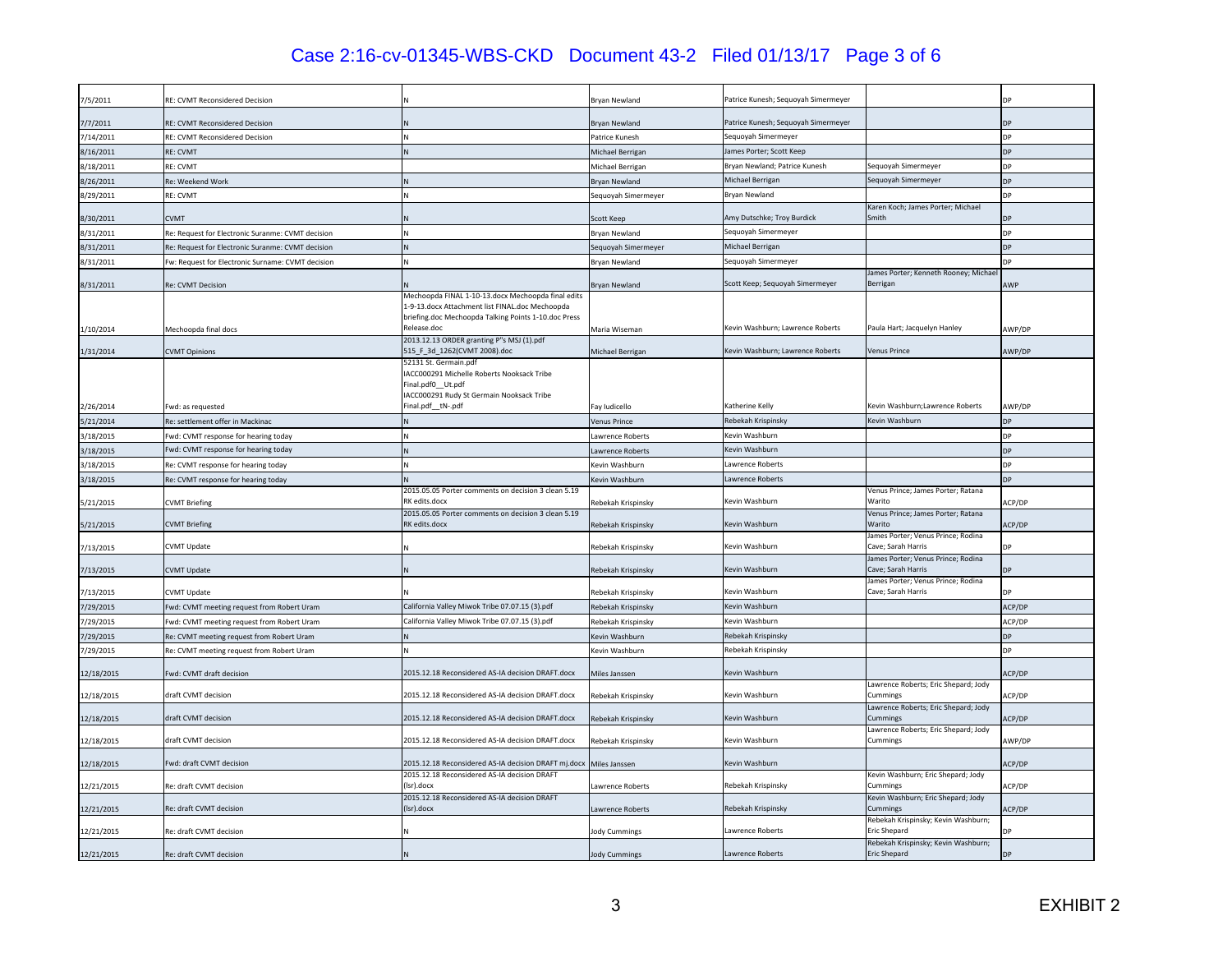| 7/5/2011 | RE: CVMT Reconsidered Decision | N | Bryan Newland | Patrice Kunesh; Sequoyah Simermeyer | | DP |
|---|---|---|---|---|---|---|
| 7/7/2011 | RE: CVMT Reconsidered Decision | N | Bryan Newland | Patrice Kunesh; Sequoyah Simermeyer | | DP |
| 7/14/2011 | RE: CVMT Reconsidered Decision | N | Patrice Kunesh | Sequoyah Simermeyer | | DP |
| 8/16/2011 | RE: CVMT | N | Michael Berrigan | James Porter; Scott Keep | | DP |
| 8/18/2011 | RE: CVMT | | Michael Berrigan | Bryan Newland; Patrice Kunesh | Sequoyah Simermeyer | DP |
| 8/26/2011 | Re: Weekend Work | N | Bryan Newland | Michael Berrigan | Sequoyah Simermeyer | DP |
| 8/29/2011 | RE: CVMT | N | Sequoyah Simermeyer | Bryan Newland | | DP |
| 8/30/2011 | CVMT | N | Scott Keep | Amy Dutschke; Troy Burdick | Karen Koch; James Porter; Michael Smith | DP |
| 8/31/2011 | Re: Request for Electronic Suranme: CVMT decision | N | Bryan Newland | Sequoyah Simermeyer | | DP |
| 8/31/2011 | Re: Request for Electronic Suranme: CVMT decision | N | Sequoyah Simermeyer | Michael Berrigan | | DP |
| 8/31/2011 | Fw: Request for Electronic Surname: CVMT decision | N | Bryan Newland | Sequoyah Simermeyer | | DP |
| 8/31/2011 | Re: CVMT Decision | N | Bryan Newland | Scott Keep; Sequoyah Simermeyer | James Porter; Kenneth Rooney; Michael Berrigan | AWP |
| 1/10/2014 | Mechoopda final docs | Mechoopda FINAL 1-10-13.docx Mechoopda final edits 1-9-13.docx Attachment list FINAL.doc Mechoopda briefing.doc Mechoopda Talking Points 1-10.doc Press Release.doc | Maria Wiseman | Kevin Washburn; Lawrence Roberts | Paula Hart; Jacquelyn Hanley | AWP/DP |
| 1/31/2014 | CVMT Opinions | 2013.12.13 ORDER granting P''s MSJ (1).pdf 515_F_3d_1262(CVMT 2008).doc | Michael Berrigan | Kevin Washburn; Lawrence Roberts | Venus Prince | AWP/DP |
| 2/26/2014 | Fwd: as requested | 52131 St. Germain.pdf IACC000291 Michelle Roberts Nooksack Tribe Final.pdf0__Ut.pdf IACC000291 Rudy St Germain Nooksack Tribe Final.pdf__tN-.pdf | Fay Iudicello | Katherine Kelly | Kevin Washburn;Lawrence Roberts | AWP/DP |
| 5/21/2014 | Re: settlement offer in Mackinac | N | Venus Prince | Rebekah Krispinsky | Kevin Washburn | DP |
| 3/18/2015 | Fwd: CVMT response for hearing today | N | Lawrence Roberts | Kevin Washburn | | DP |
| 3/18/2015 | Fwd: CVMT response for hearing today | N | Lawrence Roberts | Kevin Washburn | | DP |
| 3/18/2015 | Re: CVMT response for hearing today | N | Kevin Washburn | Lawrence Roberts | | DP |
| 3/18/2015 | Re: CVMT response for hearing today | N | Kevin Washburn | Lawrence Roberts | | DP |
| 5/21/2015 | CVMT Briefing | 2015.05.05 Porter comments on decision 3 clean 5.19 RK edits.docx | Rebekah Krispinsky | Kevin Washburn | Venus Prince; James Porter; Ratana Warito | ACP/DP |
| 5/21/2015 | CVMT Briefing | 2015.05.05 Porter comments on decision 3 clean 5.19 RK edits.docx | Rebekah Krispinsky | Kevin Washburn | Venus Prince; James Porter; Ratana Warito | ACP/DP |
| 7/13/2015 | CVMT Update | N | Rebekah Krispinsky | Kevin Washburn | James Porter; Venus Prince; Rodina Cave; Sarah Harris | DP |
| 7/13/2015 | CVMT Update | N | Rebekah Krispinsky | Kevin Washburn | James Porter; Venus Prince; Rodina Cave; Sarah Harris | DP |
| 7/13/2015 | CVMT Update | N | Rebekah Krispinsky | Kevin Washburn | James Porter; Venus Prince; Rodina Cave; Sarah Harris | DP |
| 7/29/2015 | Fwd: CVMT meeting request from Robert Uram | California Valley Miwok Tribe 07.07.15 (3).pdf | Rebekah Krispinsky | Kevin Washburn | | ACP/DP |
| 7/29/2015 | Fwd: CVMT meeting request from Robert Uram | California Valley Miwok Tribe 07.07.15 (3).pdf | Rebekah Krispinsky | Kevin Washburn | | ACP/DP |
| 7/29/2015 | Re: CVMT meeting request from Robert Uram | N | Kevin Washburn | Rebekah Krispinsky | | DP |
| 7/29/2015 | Re: CVMT meeting request from Robert Uram | N | Kevin Washburn | Rebekah Krispinsky | | DP |
| 12/18/2015 | Fwd: CVMT draft decision | 2015.12.18 Reconsidered AS-IA decision DRAFT.docx | Miles Janssen | Kevin Washburn | | ACP/DP |
| 12/18/2015 | draft CVMT decision | 2015.12.18 Reconsidered AS-IA decision DRAFT.docx | Rebekah Krispinsky | Kevin Washburn | Lawrence Roberts; Eric Shepard; Jody Cummings | ACP/DP |
| 12/18/2015 | draft CVMT decision | 2015.12.18 Reconsidered AS-IA decision DRAFT.docx | Rebekah Krispinsky | Kevin Washburn | Lawrence Roberts; Eric Shepard; Jody Cummings | ACP/DP |
| 12/18/2015 | draft CVMT decision | 2015.12.18 Reconsidered AS-IA decision DRAFT.docx | Rebekah Krispinsky | Kevin Washburn | Lawrence Roberts; Eric Shepard; Jody Cummings | AWP/DP |
| 12/18/2015 | Fwd: draft CVMT decision | 2015.12.18 Reconsidered AS-IA decision DRAFT mj.docx | Miles Janssen | Kevin Washburn | | ACP/DP |
| 12/21/2015 | Re: draft CVMT decision | 2015.12.18 Reconsidered AS-IA decision DRAFT (lsr).docx | Lawrence Roberts | Rebekah Krispinsky | Kevin Washburn; Eric Shepard; Jody Cummings | ACP/DP |
| 12/21/2015 | Re: draft CVMT decision | 2015.12.18 Reconsidered AS-IA decision DRAFT (lsr).docx | Lawrence Roberts | Rebekah Krispinsky | Kevin Washburn; Eric Shepard; Jody Cummings | ACP/DP |
| 12/21/2015 | Re: draft CVMT decision | N | Jody Cummings | Lawrence Roberts | Rebekah Krispinsky; Kevin Washburn; Eric Shepard | DP |
| 12/21/2015 | Re: draft CVMT decision | N | Jody Cummings | Lawrence Roberts | Rebekah Krispinsky; Kevin Washburn; Eric Shepard | DP |

EXHIBIT 2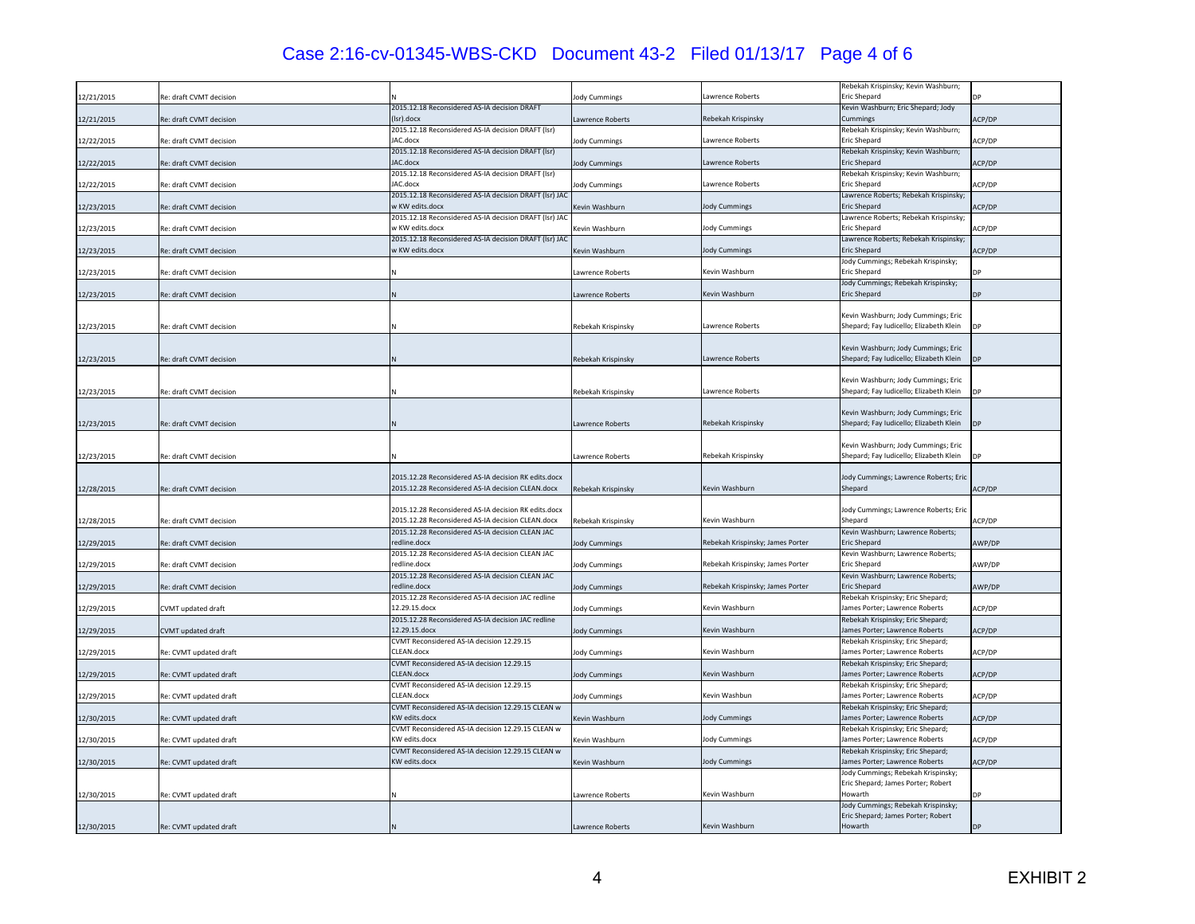| 12/21/2015 | Re: draft CVMT decision | N | Jody Cummings | Lawrence Roberts | Rebekah Krispinsky; Kevin Washburn; Eric Shepard | DP |
|---|---|---|---|---|---|---|
| 12/21/2015 | Re: draft CVMT decision | 2015.12.18 Reconsidered AS-IA decision DRAFT (lsr).docx | Lawrence Roberts | Rebekah Krispinsky | Kevin Washburn; Eric Shepard; Jody Cummings | ACP/DP |
| 12/22/2015 | Re: draft CVMT decision | 2015.12.18 Reconsidered AS-IA decision DRAFT (lsr) JAC.docx | Jody Cummings | Lawrence Roberts | Rebekah Krispinsky; Kevin Washburn; Eric Shepard | ACP/DP |
| 12/22/2015 | Re: draft CVMT decision | 2015.12.18 Reconsidered AS-IA decision DRAFT (lsr) JAC.docx | Jody Cummings | Lawrence Roberts | Rebekah Krispinsky; Kevin Washburn; Eric Shepard | ACP/DP |
| 12/22/2015 | Re: draft CVMT decision | 2015.12.18 Reconsidered AS-IA decision DRAFT (lsr) JAC.docx | Jody Cummings | Lawrence Roberts | Rebekah Krispinsky; Kevin Washburn; Eric Shepard | ACP/DP |
| 12/23/2015 | Re: draft CVMT decision | 2015.12.18 Reconsidered AS-IA decision DRAFT (lsr) JAC w KW edits.docx | Kevin Washburn | Jody Cummings | Lawrence Roberts; Rebekah Krispinsky; Eric Shepard | ACP/DP |
| 12/23/2015 | Re: draft CVMT decision | 2015.12.18 Reconsidered AS-IA decision DRAFT (lsr) JAC w KW edits.docx | Kevin Washburn | Jody Cummings | Lawrence Roberts; Rebekah Krispinsky; Eric Shepard | ACP/DP |
| 12/23/2015 | Re: draft CVMT decision | 2015.12.18 Reconsidered AS-IA decision DRAFT (lsr) JAC w KW edits.docx | Kevin Washburn | Jody Cummings | Lawrence Roberts; Rebekah Krispinsky; Eric Shepard | ACP/DP |
| 12/23/2015 | Re: draft CVMT decision | N | Lawrence Roberts | Kevin Washburn | Jody Cummings; Rebekah Krispinsky; Eric Shepard | DP |
| 12/23/2015 | Re: draft CVMT decision | N | Lawrence Roberts | Kevin Washburn | Jody Cummings; Rebekah Krispinsky; Eric Shepard | DP |
| 12/23/2015 | Re: draft CVMT decision | N | Rebekah Krispinsky | Lawrence Roberts | Kevin Washburn; Jody Cummings; Eric Shepard; Fay Iudicello; Elizabeth Klein | DP |
| 12/23/2015 | Re: draft CVMT decision | N | Rebekah Krispinsky | Lawrence Roberts | Kevin Washburn; Jody Cummings; Eric Shepard; Fay Iudicello; Elizabeth Klein | DP |
| 12/23/2015 | Re: draft CVMT decision | N | Rebekah Krispinsky | Lawrence Roberts | Kevin Washburn; Jody Cummings; Eric Shepard; Fay Iudicello; Elizabeth Klein | DP |
| 12/23/2015 | Re: draft CVMT decision | N | Lawrence Roberts | Rebekah Krispinsky | Kevin Washburn; Jody Cummings; Eric Shepard; Fay Iudicello; Elizabeth Klein | DP |
| 12/23/2015 | Re: draft CVMT decision | N | Lawrence Roberts | Rebekah Krispinsky | Kevin Washburn; Jody Cummings; Eric Shepard; Fay Iudicello; Elizabeth Klein | DP |
| 12/28/2015 | Re: draft CVMT decision | 2015.12.28 Reconsidered AS-IA decision RK edits.docx 2015.12.28 Reconsidered AS-IA decision CLEAN.docx | Rebekah Krispinsky | Kevin Washburn | Jody Cummings; Lawrence Roberts; Eric Shepard | ACP/DP |
| 12/28/2015 | Re: draft CVMT decision | 2015.12.28 Reconsidered AS-IA decision RK edits.docx 2015.12.28 Reconsidered AS-IA decision CLEAN.docx | Rebekah Krispinsky | Kevin Washburn | Jody Cummings; Lawrence Roberts; Eric Shepard | ACP/DP |
| 12/29/2015 | Re: draft CVMT decision | 2015.12.28 Reconsidered AS-IA decision CLEAN JAC redline.docx | Jody Cummings | Rebekah Krispinsky; James Porter | Kevin Washburn; Lawrence Roberts; Eric Shepard | AWP/DP |
| 12/29/2015 | Re: draft CVMT decision | 2015.12.28 Reconsidered AS-IA decision CLEAN JAC redline.docx | Jody Cummings | Rebekah Krispinsky; James Porter | Kevin Washburn; Lawrence Roberts; Eric Shepard | AWP/DP |
| 12/29/2015 | Re: draft CVMT decision | 2015.12.28 Reconsidered AS-IA decision CLEAN JAC redline.docx | Jody Cummings | Rebekah Krispinsky; James Porter | Kevin Washburn; Lawrence Roberts; Eric Shepard | AWP/DP |
| 12/29/2015 | CVMT updated draft | 2015.12.28 Reconsidered AS-IA decision JAC redline 12.29.15.docx | Jody Cummings | Kevin Washburn | Rebekah Krispinsky; Eric Shepard; James Porter; Lawrence Roberts | ACP/DP |
| 12/29/2015 | CVMT updated draft | 2015.12.28 Reconsidered AS-IA decision JAC redline 12.29.15.docx | Jody Cummings | Kevin Washburn | Rebekah Krispinsky; Eric Shepard; James Porter; Lawrence Roberts | ACP/DP |
| 12/29/2015 | Re: CVMT updated draft | CVMT Reconsidered AS-IA decision 12.29.15 CLEAN.docx | Jody Cummings | Kevin Washburn | Rebekah Krispinsky; Eric Shepard; James Porter; Lawrence Roberts | ACP/DP |
| 12/29/2015 | Re: CVMT updated draft | CVMT Reconsidered AS-IA decision 12.29.15 CLEAN.docx | Jody Cummings | Kevin Washburn | Rebekah Krispinsky; Eric Shepard; James Porter; Lawrence Roberts | ACP/DP |
| 12/29/2015 | Re: CVMT updated draft | CVMT Reconsidered AS-IA decision 12.29.15 CLEAN.docx | Jody Cummings | Kevin Washbun | Rebekah Krispinsky; Eric Shepard; James Porter; Lawrence Roberts | ACP/DP |
| 12/30/2015 | Re: CVMT updated draft | CVMT Reconsidered AS-IA decision 12.29.15 CLEAN w KW edits.docx | Kevin Washburn | Jody Cummings | Rebekah Krispinsky; Eric Shepard; James Porter; Lawrence Roberts | ACP/DP |
| 12/30/2015 | Re: CVMT updated draft | CVMT Reconsidered AS-IA decision 12.29.15 CLEAN w KW edits.docx | Kevin Washburn | Jody Cummings | Rebekah Krispinsky; Eric Shepard; James Porter; Lawrence Roberts | ACP/DP |
| 12/30/2015 | Re: CVMT updated draft | CVMT Reconsidered AS-IA decision 12.29.15 CLEAN w KW edits.docx | Kevin Washburn | Jody Cummings | Rebekah Krispinsky; Eric Shepard; James Porter; Lawrence Roberts | ACP/DP |
| 12/30/2015 | Re: CVMT updated draft | N | Lawrence Roberts | Kevin Washburn | Jody Cummings; Rebekah Krispinsky; Eric Shepard; James Porter; Robert Howarth | DP |
| 12/30/2015 | Re: CVMT updated draft | N | Lawrence Roberts | Kevin Washburn | Jody Cummings; Rebekah Krispinsky; Eric Shepard; James Porter; Robert Howarth | DP |

EXHIBIT 2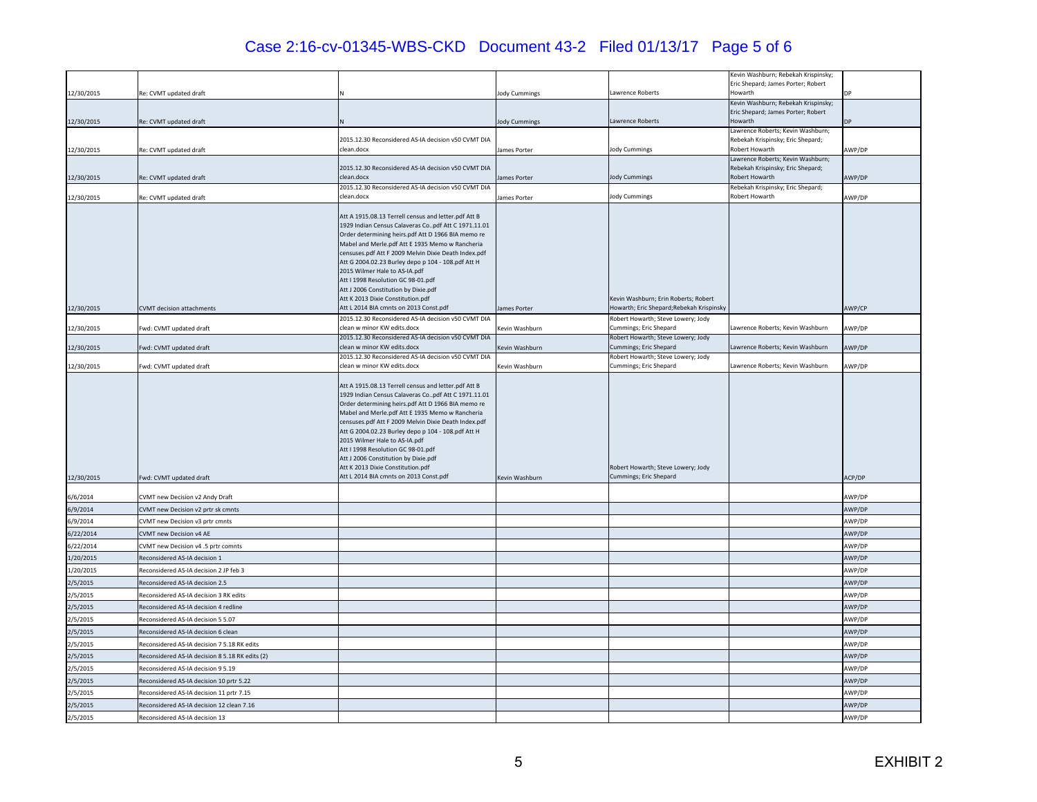| | | | | | | |
|---|---|---|---|---|---|---|
| 12/30/2015 | Re: CVMT updated draft | N | Jody Cummings | Lawrence Roberts | Kevin Washburn; Rebekah Krispinsky; Eric Shepard; James Porter; Robert Howarth | DP |
| 12/30/2015 | Re: CVMT updated draft | N | Jody Cummings | Lawrence Roberts | Kevin Washburn; Rebekah Krispinsky; Eric Shepard; James Porter; Robert Howarth | DP |
| 12/30/2015 | Re: CVMT updated draft | 2015.12.30 Reconsidered AS-IA decision v50 CVMT DIA clean.docx | James Porter | Jody Cummings | Lawrence Roberts; Kevin Washburn; Rebekah Krispinsky; Eric Shepard; Robert Howarth | AWP/DP |
| 12/30/2015 | Re: CVMT updated draft | 2015.12.30 Reconsidered AS-IA decision v50 CVMT DIA clean.docx | James Porter | Jody Cummings | Lawrence Roberts; Kevin Washburn; Rebekah Krispinsky; Eric Shepard; Robert Howarth | AWP/DP |
| 12/30/2015 | Re: CVMT updated draft | 2015.12.30 Reconsidered AS-IA decision v50 CVMT DIA clean.docx | James Porter | Jody Cummings | Rebekah Krispinsky; Eric Shepard; Robert Howarth | AWP/DP |
| 12/30/2015 | CVMT decision attachments | Att A 1915.08.13 Terrell census and letter.pdf Att B 1929 Indian Census Calaveras Co..pdf Att C 1971.11.01 Order determining heirs.pdf Att D 1966 BIA memo re Mabel and Merle.pdf Att E 1935 Memo w Rancheria censuses.pdf Att F 2009 Melvin Dixie Death Index.pdf Att G 2004.02.23 Burley depo p 104 - 108.pdf Att H 2015 Wilmer Hale to AS-IA.pdf Att I 1998 Resolution GC 98-01.pdf Att J 2006 Constitution by Dixie.pdf Att K 2013 Dixie Constitution.pdf Att L 2014 BIA cmnts on 2013 Const.pdf | James Porter | Kevin Washburn; Erin Roberts; Robert Howarth; Eric Shepard;Rebekah Krispinsky | | AWP/CP |
| 12/30/2015 | Fwd: CVMT updated draft | 2015.12.30 Reconsidered AS-IA decision v50 CVMT DIA clean w minor KW edits.docx | Kevin Washburn | Robert Howarth; Steve Lowery; Jody Cummings; Eric Shepard | Lawrence Roberts; Kevin Washburn | AWP/DP |
| 12/30/2015 | Fwd: CVMT updated draft | 2015.12.30 Reconsidered AS-IA decision v50 CVMT DIA clean w minor KW edits.docx | Kevin Washburn | Robert Howarth; Steve Lowery; Jody Cummings; Eric Shepard | Lawrence Roberts; Kevin Washburn | AWP/DP |
| 12/30/2015 | Fwd: CVMT updated draft | 2015.12.30 Reconsidered AS-IA decision v50 CVMT DIA clean w minor KW edits.docx | Kevin Washburn | Robert Howarth; Steve Lowery; Jody Cummings; Eric Shepard | Lawrence Roberts; Kevin Washburn | AWP/DP |
| 12/30/2015 | Fwd: CVMT updated draft | Att A 1915.08.13 Terrell census and letter.pdf Att B 1929 Indian Census Calaveras Co..pdf Att C 1971.11.01 Order determining heirs.pdf Att D 1966 BIA memo re Mabel and Merle.pdf Att E 1935 Memo w Rancheria censuses.pdf Att F 2009 Melvin Dixie Death Index.pdf Att G 2004.02.23 Burley depo p 104 - 108.pdf Att H 2015 Wilmer Hale to AS-IA.pdf Att I 1998 Resolution GC 98-01.pdf Att J 2006 Constitution by Dixie.pdf Att K 2013 Dixie Constitution.pdf Att L 2014 BIA cmnts on 2013 Const.pdf | Kevin Washburn | Robert Howarth; Steve Lowery; Jody Cummings; Eric Shepard | | ACP/DP |
| 6/6/2014 | CVMT new Decision v2 Andy Draft | | | | | AWP/DP |
| 6/9/2014 | CVMT new Decision v2 prtr sk cmnts | | | | | AWP/DP |
| 6/9/2014 | CVMT new Decision v3 prtr cmnts | | | | | AWP/DP |
| 6/22/2014 | CVMT new Decision v4 AE | | | | | AWP/DP |
| 6/22/2014 | CVMT new Decision v4 .5 prtr comnts | | | | | AWP/DP |
| 1/20/2015 | Reconsidered AS-IA decision 1 | | | | | AWP/DP |
| 1/20/2015 | Reconsidered AS-IA decision 2 JP feb 3 | | | | | AWP/DP |
| 2/5/2015 | Reconsidered AS-IA decision 2.5 | | | | | AWP/DP |
| 2/5/2015 | Reconsidered AS-IA decision 3 RK edits | | | | | AWP/DP |
| 2/5/2015 | Reconsidered AS-IA decision 4 redline | | | | | AWP/DP |
| 2/5/2015 | Reconsidered AS-IA decision 5 5.07 | | | | | AWP/DP |
| 2/5/2015 | Reconsidered AS-IA decision 6 clean | | | | | AWP/DP |
| 2/5/2015 | Reconsidered AS-IA decision 7 5.18 RK edits | | | | | AWP/DP |
| 2/5/2015 | Reconsidered AS-IA decision 8 5.18 RK edits (2) | | | | | AWP/DP |
| 2/5/2015 | Reconsidered AS-IA decision 9 5.19 | | | | | AWP/DP |
| 2/5/2015 | Reconsidered AS-IA decision 10 prtr 5.22 | | | | | AWP/DP |
| 2/5/2015 | Reconsidered AS-IA decision 11 prtr 7.15 | | | | | AWP/DP |
| 2/5/2015 | Reconsidered AS-IA decision 12 clean 7.16 | | | | | AWP/DP |
| 2/5/2015 | Reconsidered AS-IA decision 13 | | | | | AWP/DP |

EXHIBIT 2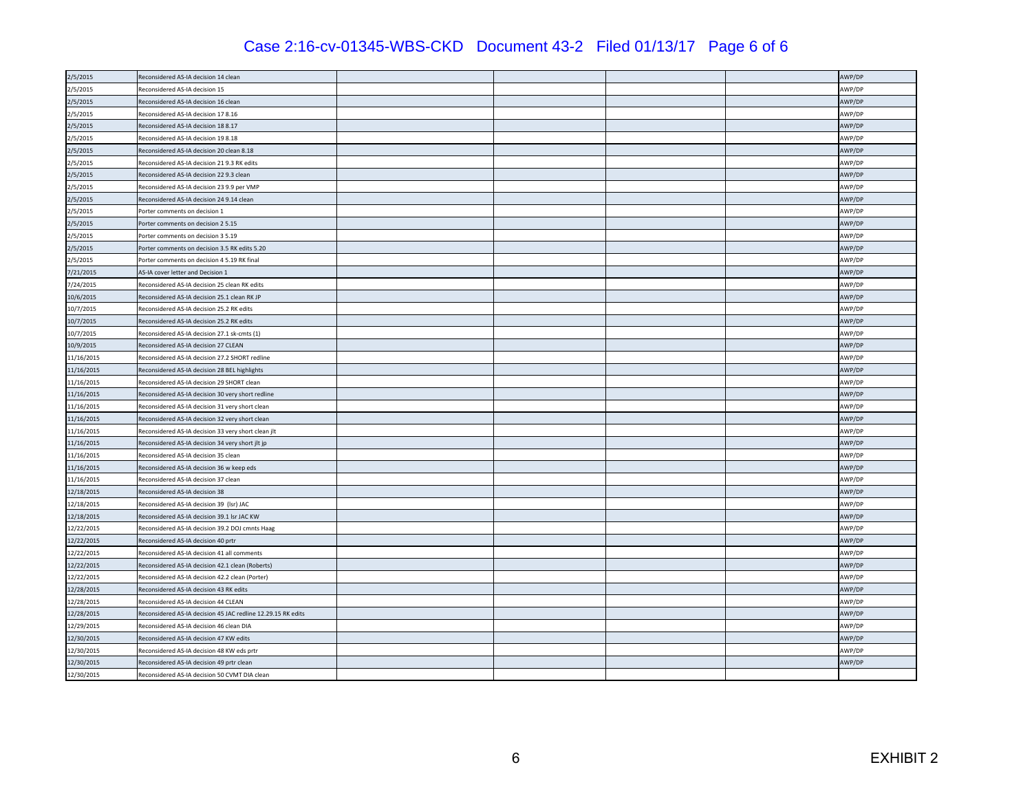| | | | | | | |
|---|---|---|---|---|---|---|
| 2/5/2015 | Reconsidered AS-IA decision 14 clean | | | | | AWP/DP |
| 2/5/2015 | Reconsidered AS-IA decision 15 | | | | | AWP/DP |
| 2/5/2015 | Reconsidered AS-IA decision 16 clean | | | | | AWP/DP |
| 2/5/2015 | Reconsidered AS-IA decision 17 8.16 | | | | | AWP/DP |
| 2/5/2015 | Reconsidered AS-IA decision 18 8.17 | | | | | AWP/DP |
| 2/5/2015 | Reconsidered AS-IA decision 19 8.18 | | | | | AWP/DP |
| 2/5/2015 | Reconsidered AS-IA decision 20 clean 8.18 | | | | | AWP/DP |
| 2/5/2015 | Reconsidered AS-IA decision 21 9.3 RK edits | | | | | AWP/DP |
| 2/5/2015 | Reconsidered AS-IA decision 22 9.3 clean | | | | | AWP/DP |
| 2/5/2015 | Reconsidered AS-IA decision 23 9.9 per VMP | | | | | AWP/DP |
| 2/5/2015 | Reconsidered AS-IA decision 24 9.14 clean | | | | | AWP/DP |
| 2/5/2015 | Porter comments on decision 1 | | | | | AWP/DP |
| 2/5/2015 | Porter comments on decision 2 5.15 | | | | | AWP/DP |
| 2/5/2015 | Porter comments on decision 3 5.19 | | | | | AWP/DP |
| 2/5/2015 | Porter comments on decision 3.5 RK edits 5.20 | | | | | AWP/DP |
| 2/5/2015 | Porter comments on decision 4 5.19 RK final | | | | | AWP/DP |
| 7/21/2015 | AS-IA cover letter and Decision 1 | | | | | AWP/DP |
| 7/24/2015 | Reconsidered AS-IA decision 25 clean RK edits | | | | | AWP/DP |
| 10/6/2015 | Reconsidered AS-IA decision 25.1 clean RK JP | | | | | AWP/DP |
| 10/7/2015 | Reconsidered AS-IA decision 25.2 RK edits | | | | | AWP/DP |
| 10/7/2015 | Reconsidered AS-IA decision 25.2 RK edits | | | | | AWP/DP |
| 10/7/2015 | Reconsidered AS-IA decision 27.1 sk-cmts (1) | | | | | AWP/DP |
| 10/9/2015 | Reconsidered AS-IA decision 27 CLEAN | | | | | AWP/DP |
| 11/16/2015 | Reconsidered AS-IA decision 27.2 SHORT redline | | | | | AWP/DP |
| 11/16/2015 | Reconsidered AS-IA decision 28 BEL highlights | | | | | AWP/DP |
| 11/16/2015 | Reconsidered AS-IA decision 29 SHORT clean | | | | | AWP/DP |
| 11/16/2015 | Reconsidered AS-IA decision 30 very short redline | | | | | AWP/DP |
| 11/16/2015 | Reconsidered AS-IA decision 31 very short clean | | | | | AWP/DP |
| 11/16/2015 | Reconsidered AS-IA decision 32 very short clean | | | | | AWP/DP |
| 11/16/2015 | Reconsidered AS-IA decision 33 very short clean jlt | | | | | AWP/DP |
| 11/16/2015 | Reconsidered AS-IA decision 34 very short jlt jp | | | | | AWP/DP |
| 11/16/2015 | Reconsidered AS-IA decision 35 clean | | | | | AWP/DP |
| 11/16/2015 | Reconsidered AS-IA decision 36 w keep eds | | | | | AWP/DP |
| 11/16/2015 | Reconsidered AS-IA decision 37 clean | | | | | AWP/DP |
| 12/18/2015 | Reconsidered AS-IA decision 38 | | | | | AWP/DP |
| 12/18/2015 | Reconsidered AS-IA decision 39 (lsr) JAC | | | | | AWP/DP |
| 12/18/2015 | Reconsidered AS-IA decision 39.1 lsr JAC KW | | | | | AWP/DP |
| 12/22/2015 | Reconsidered AS-IA decision 39.2 DOJ cmnts Haag | | | | | AWP/DP |
| 12/22/2015 | Reconsidered AS-IA decision 40 prtr | | | | | AWP/DP |
| 12/22/2015 | Reconsidered AS-IA decision 41 all comments | | | | | AWP/DP |
| 12/22/2015 | Reconsidered AS-IA decision 42.1 clean (Roberts) | | | | | AWP/DP |
| 12/22/2015 | Reconsidered AS-IA decision 42.2 clean (Porter) | | | | | AWP/DP |
| 12/28/2015 | Reconsidered AS-IA decision 43 RK edits | | | | | AWP/DP |
| 12/28/2015 | Reconsidered AS-IA decision 44 CLEAN | | | | | AWP/DP |
| 12/28/2015 | Reconsidered AS-IA decision 45 JAC redline 12.29.15 RK edits | | | | | AWP/DP |
| 12/29/2015 | Reconsidered AS-IA decision 46 clean DIA | | | | | AWP/DP |
| 12/30/2015 | Reconsidered AS-IA decision 47 KW edits | | | | | AWP/DP |
| 12/30/2015 | Reconsidered AS-IA decision 48 KW eds prtr | | | | | AWP/DP |
| 12/30/2015 | Reconsidered AS-IA decision 49 prtr clean | | | | | AWP/DP |
| 12/30/2015 | Reconsidered AS-IA decision 50 CVMT DIA clean | | | | | |

EXHIBIT 2